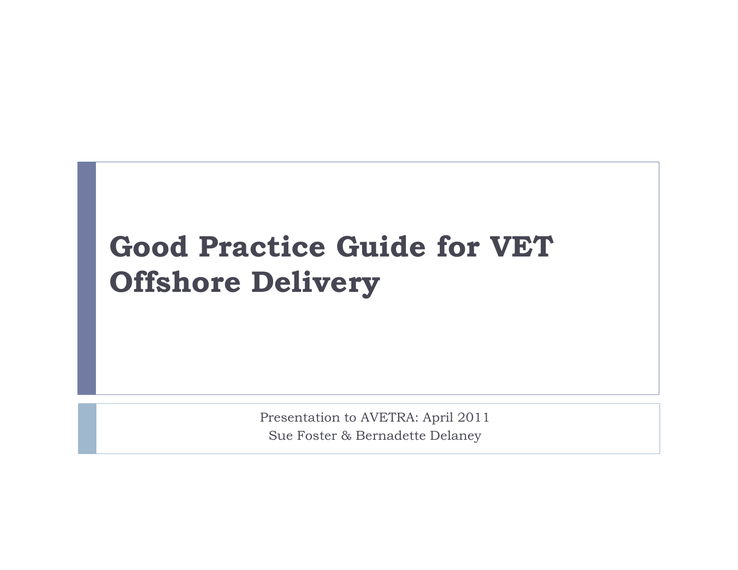# Good Practice Guide for VET Offshore Delivery

Presentation to AVETRA: April 2011
Sue Foster & Bernadette Delaney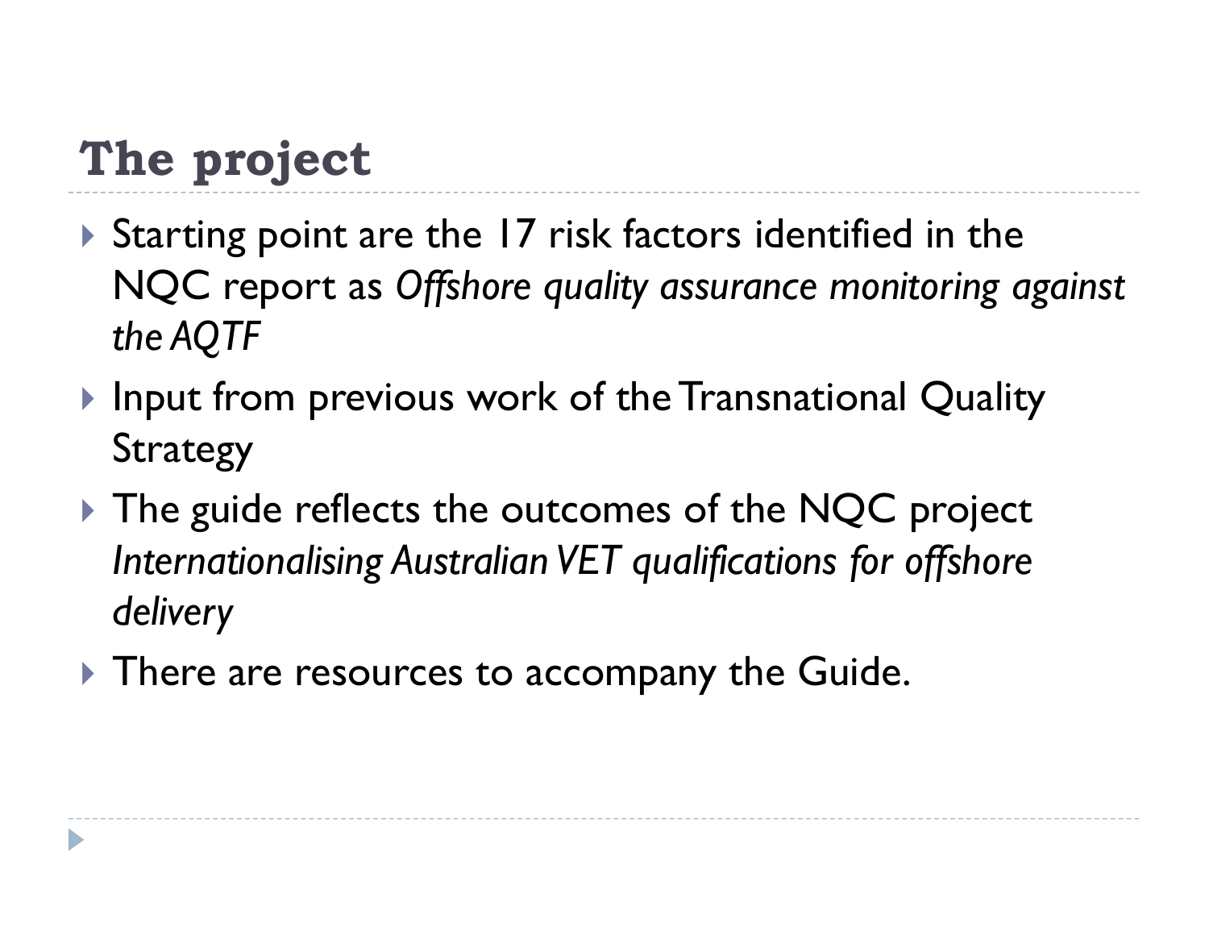## The project

- Starting point are the 17 risk factors identified in the NQC report as *Offshore quality assurance monitoring against the AQTF*
- Input from previous work of the Transnational Quality Strategy
- The guide reflects the outcomes of the NQC project *Internationalising Australian VET qualifications for offshore delivery*
- There are resources to accompany the Guide.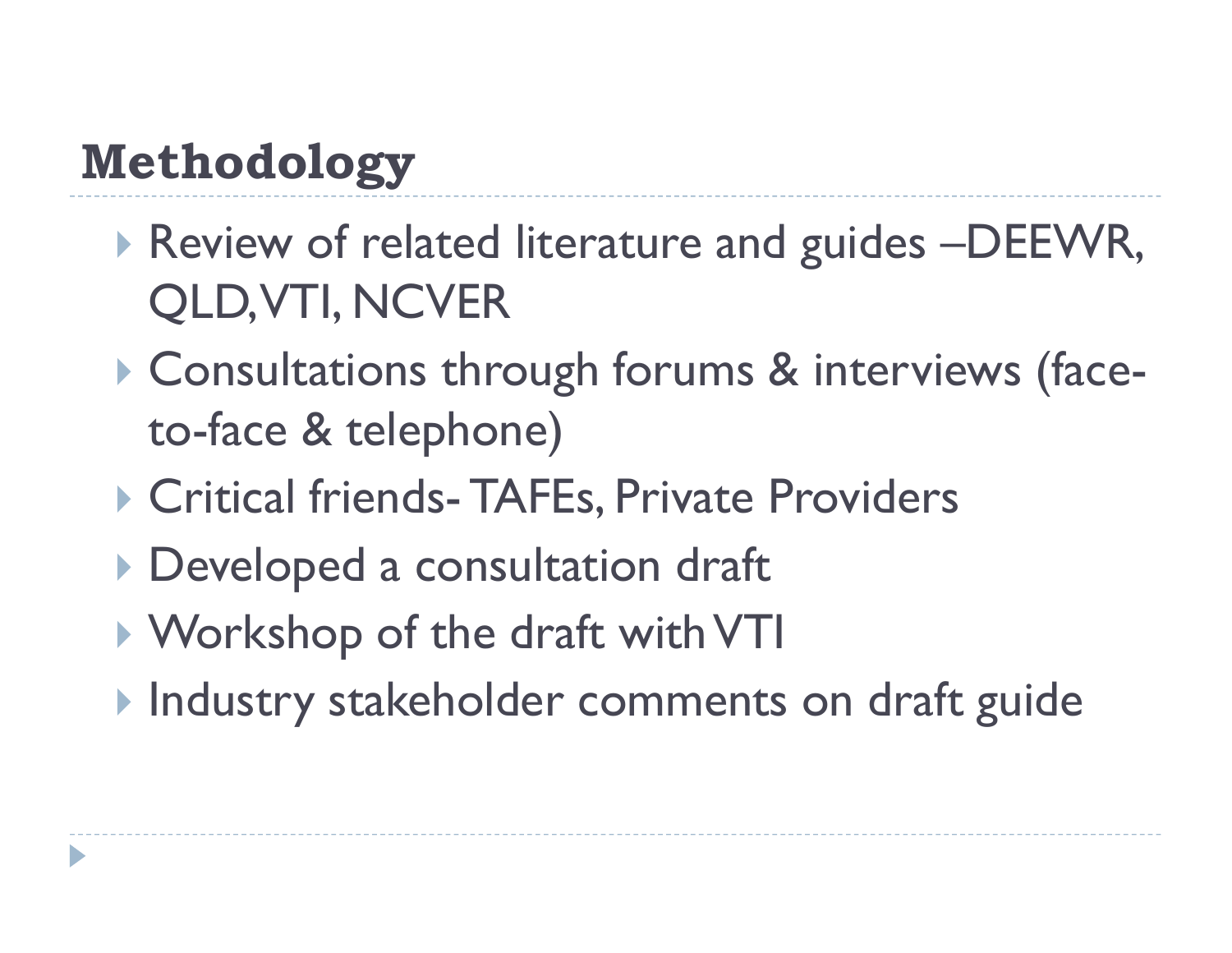## Methodology

- Review of related literature and guides –DEEWR, QLD, VTI, NCVER
- Consultations through forums & interviews (face-to-face & telephone)
- Critical friends- TAFEs, Private Providers
- Developed a consultation draft
- Workshop of the draft with VTI
- Industry stakeholder comments on draft guide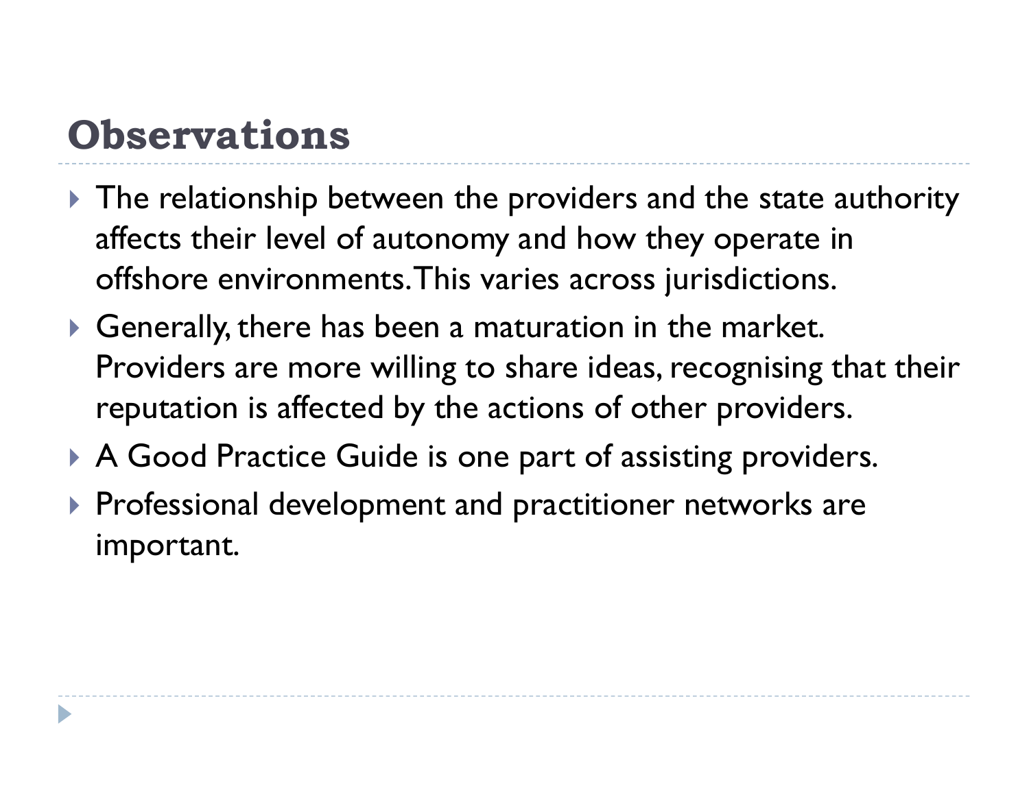# Observations

- The relationship between the providers and the state authority affects their level of autonomy and how they operate in offshore environments. This varies across jurisdictions.
- Generally, there has been a maturation in the market. Providers are more willing to share ideas, recognising that their reputation is affected by the actions of other providers.
- A Good Practice Guide is one part of assisting providers.
- Professional development and practitioner networks are important.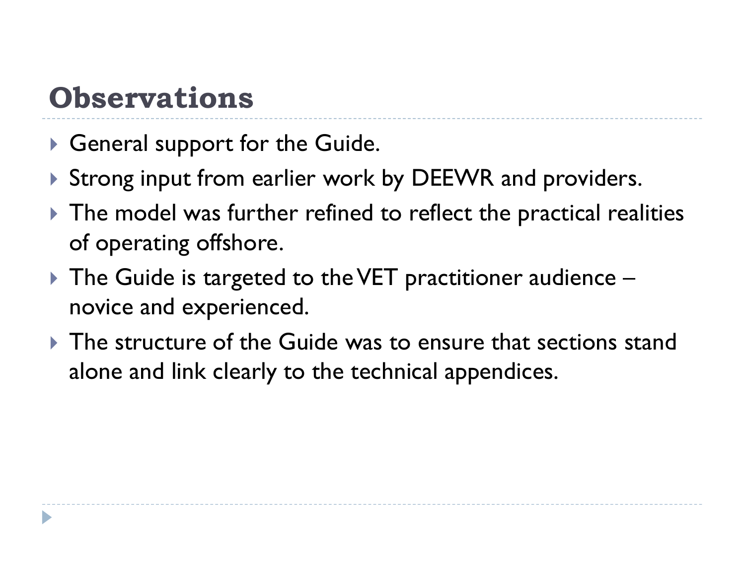# Observations

- General support for the Guide.
- Strong input from earlier work by DEEWR and providers.
- The model was further refined to reflect the practical realities of operating offshore.
- The Guide is targeted to the VET practitioner audience – novice and experienced.
- The structure of the Guide was to ensure that sections stand alone and link clearly to the technical appendices.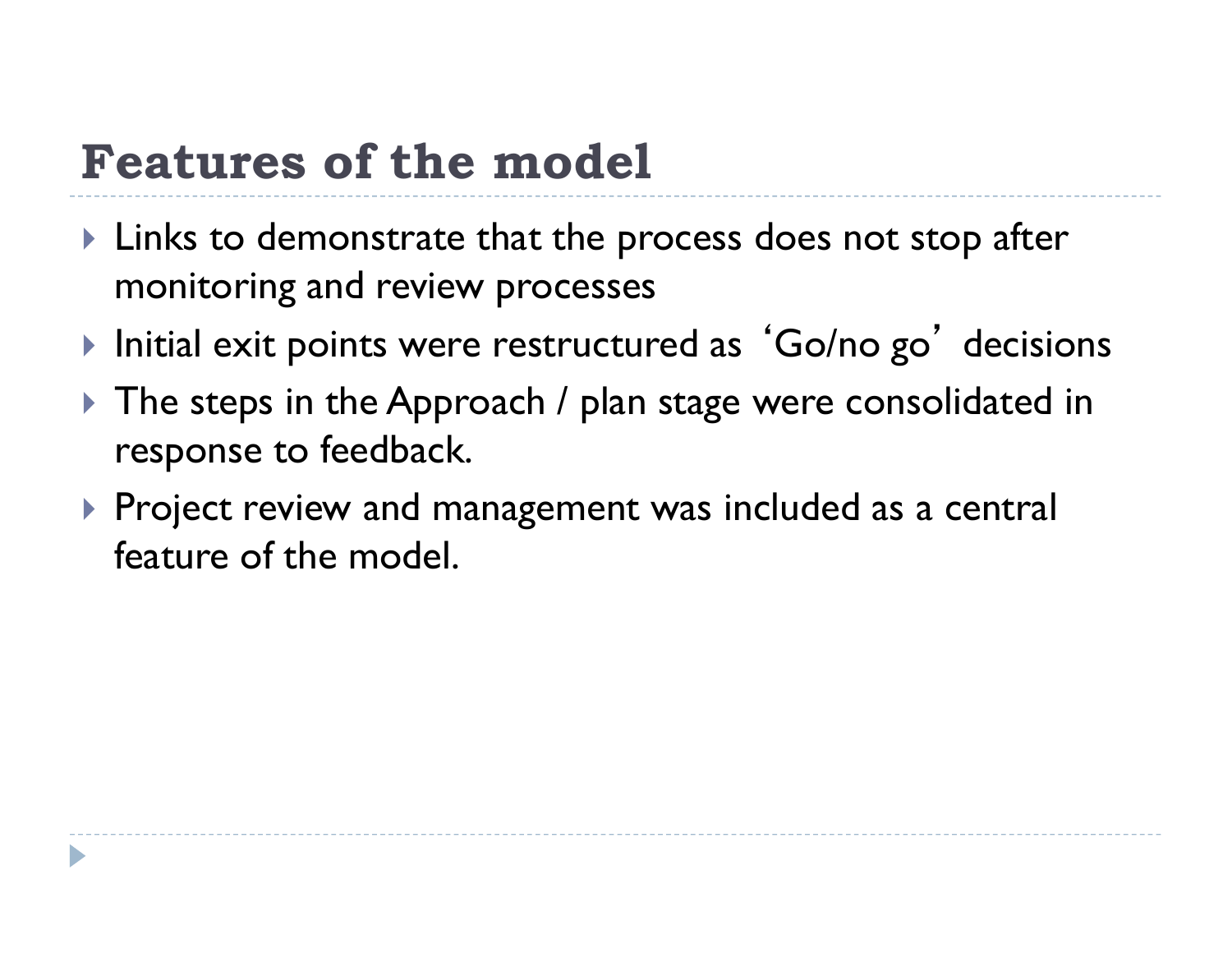# Features of the model

- Links to demonstrate that the process does not stop after monitoring and review processes
- Initial exit points were restructured as 'Go/no go' decisions
- The steps in the Approach / plan stage were consolidated in response to feedback.
- Project review and management was included as a central feature of the model.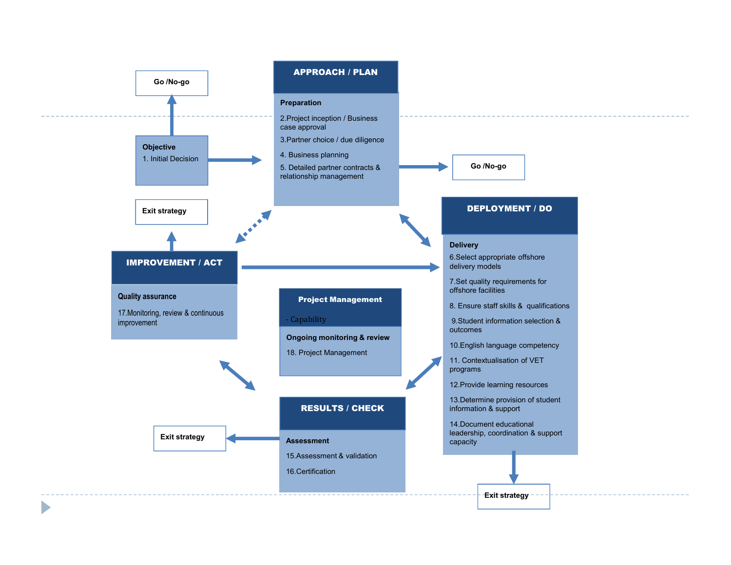Go /No-go

**APPROACH / PLAN**

**Preparation**

2.Project inception / Business case approval

3.Partner choice / due diligence

4. Business planning

5. Detailed partner contracts & relationship management

Go /No-go

**Objective**

1. Initial Decision

Exit strategy

**IMPROVEMENT / ACT**

**Quality assurance**

17.Monitoring, review & continuous improvement

**DEPLOYMENT / DO**

**Delivery**

6.Select appropriate offshore delivery models

7.Set quality requirements for offshore facilities

8. Ensure staff skills & qualifications

9.Student information selection & outcomes

10.English language competency

11. Contextualisation of VET programs

12.Provide learning resources

13.Determine provision of student information & support

14.Document educational leadership, coordination & support capacity

**Project Management**

- Capability

**Ongoing monitoring & review**

18. Project Management

**RESULTS / CHECK**

**Assessment**

15.Assessment & validation

16.Certification

Exit strategy

Exit strategy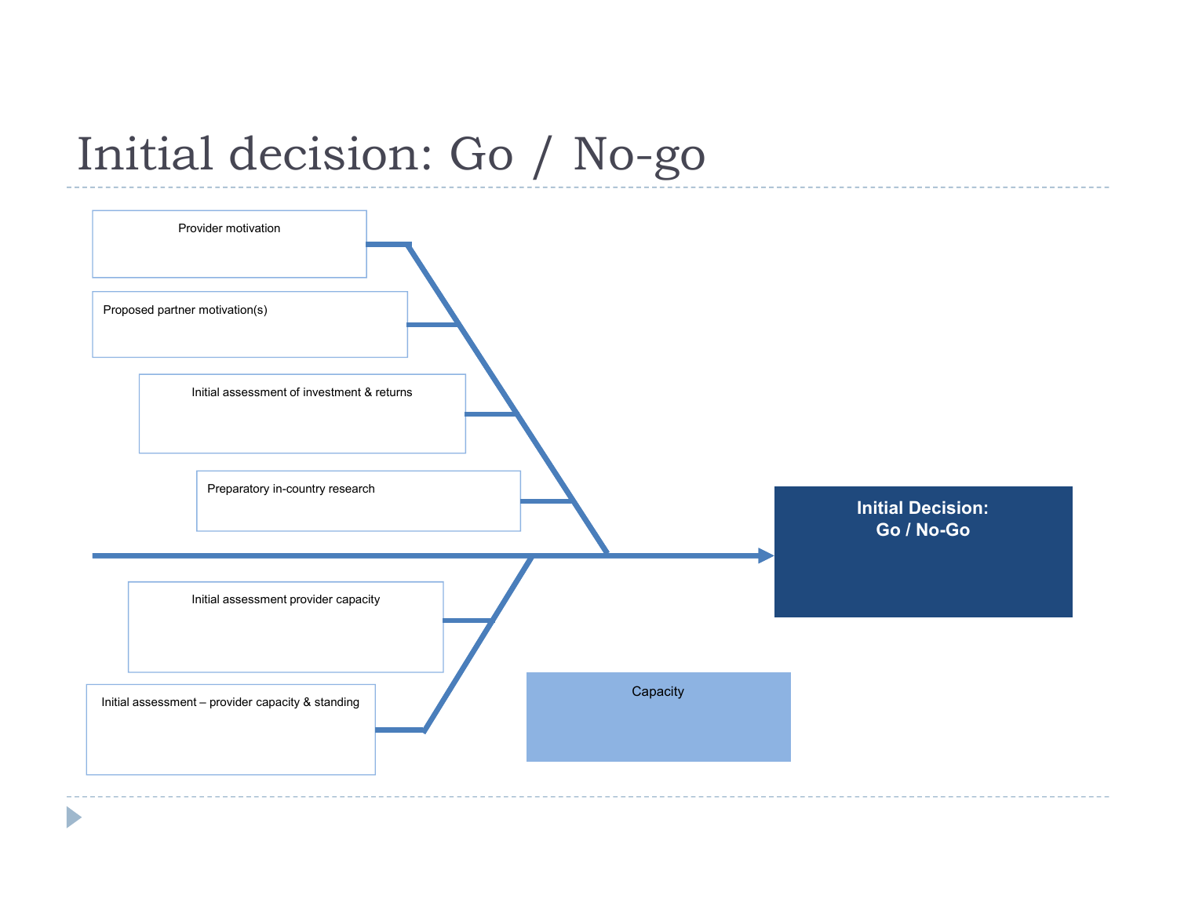# Initial decision: Go / No-go

Provider motivation

Proposed partner motivation(s)

Initial assessment of investment & returns

Preparatory in-country research

Initial assessment provider capacity

Initial assessment – provider capacity & standing

Capacity

**Initial Decision: Go / No-Go**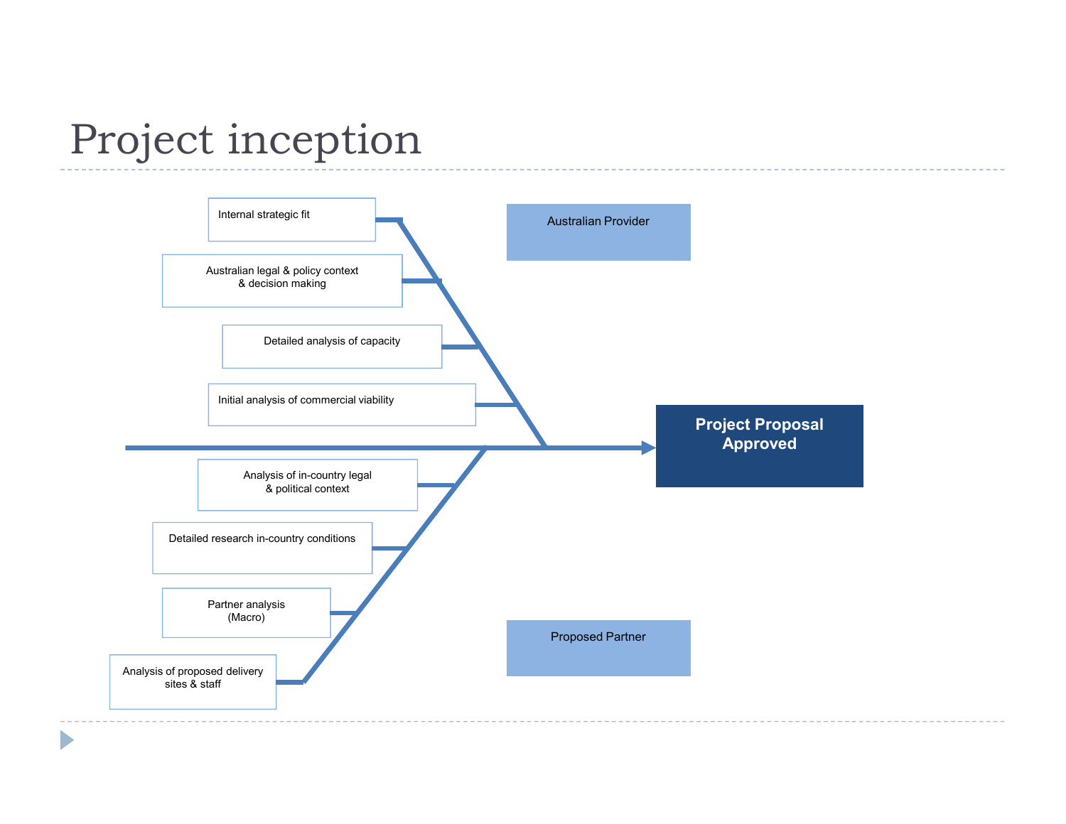# Project inception

**Australian Provider**

- Internal strategic fit
- Australian legal & policy context & decision making
- Detailed analysis of capacity
- Initial analysis of commercial viability

**Proposed Partner**

- Analysis of in-country legal & political context
- Detailed research in-country conditions
- Partner analysis (Macro)
- Analysis of proposed delivery sites & staff

**Project Proposal Approved**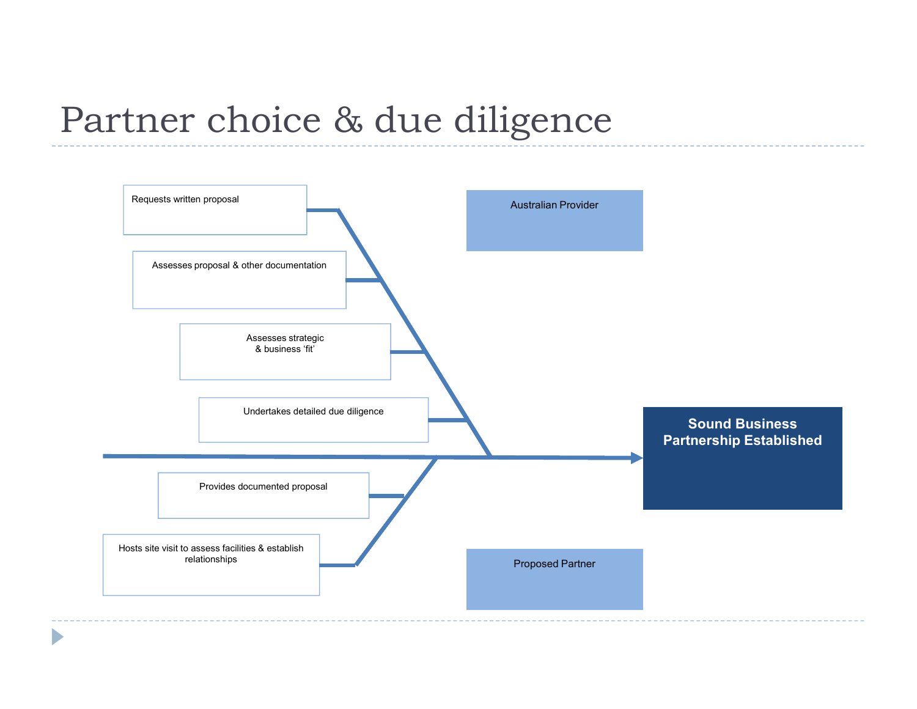# Partner choice & due diligence

Requests written proposal

Assesses proposal & other documentation

Assesses strategic & business 'fit'

Undertakes detailed due diligence

Provides documented proposal

Hosts site visit to assess facilities & establish relationships

Australian Provider

Proposed Partner

**Sound Business Partnership Established**